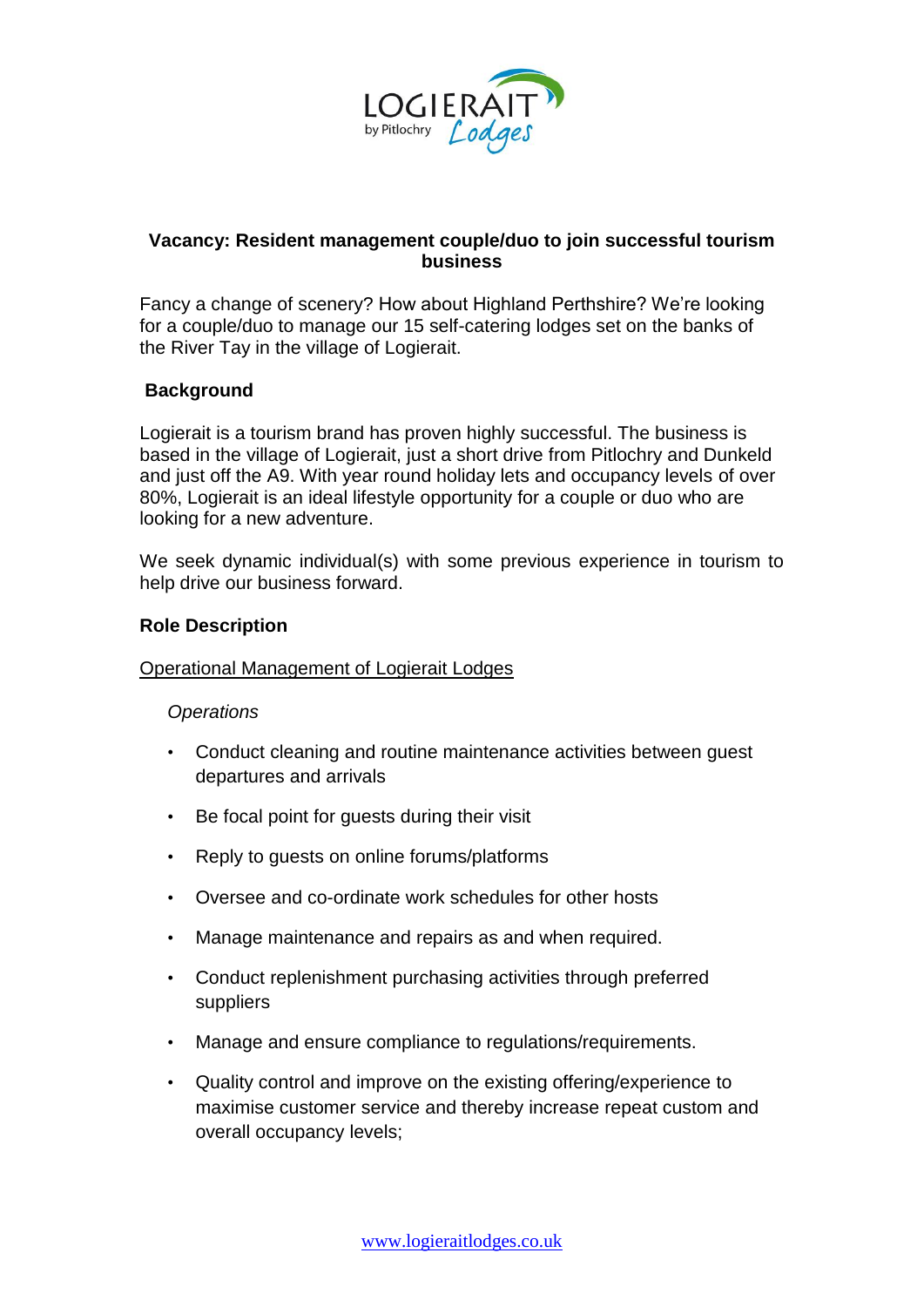LOGIERAIT by Pitlochry Lodges

## Vacancy: Resident management couple/duo to join successful tourism business

Fancy a change of scenery? How about Highland Perthshire? We're looking for a couple/duo to manage our 15 self-catering lodges set on the banks of the River Tay in the village of Logierait.

### Background

Logierait is a tourism brand has proven highly successful. The business is based in the village of Logierait, just a short drive from Pitlochry and Dunkeld and just off the A9. With year round holiday lets and occupancy levels of over 80%, Logierait is an ideal lifestyle opportunity for a couple or duo who are looking for a new adventure.

We seek dynamic individual(s) with some previous experience in tourism to help drive our business forward.

### Role Description

Operational Management of Logierait Lodges

*Operations*

- Conduct cleaning and routine maintenance activities between guest departures and arrivals
- Be focal point for guests during their visit
- Reply to guests on online forums/platforms
- Oversee and co-ordinate work schedules for other hosts
- Manage maintenance and repairs as and when required.
- Conduct replenishment purchasing activities through preferred suppliers
- Manage and ensure compliance to regulations/requirements.
- Quality control and improve on the existing offering/experience to maximise customer service and thereby increase repeat custom and overall occupancy levels;

www.logieraitlodges.co.uk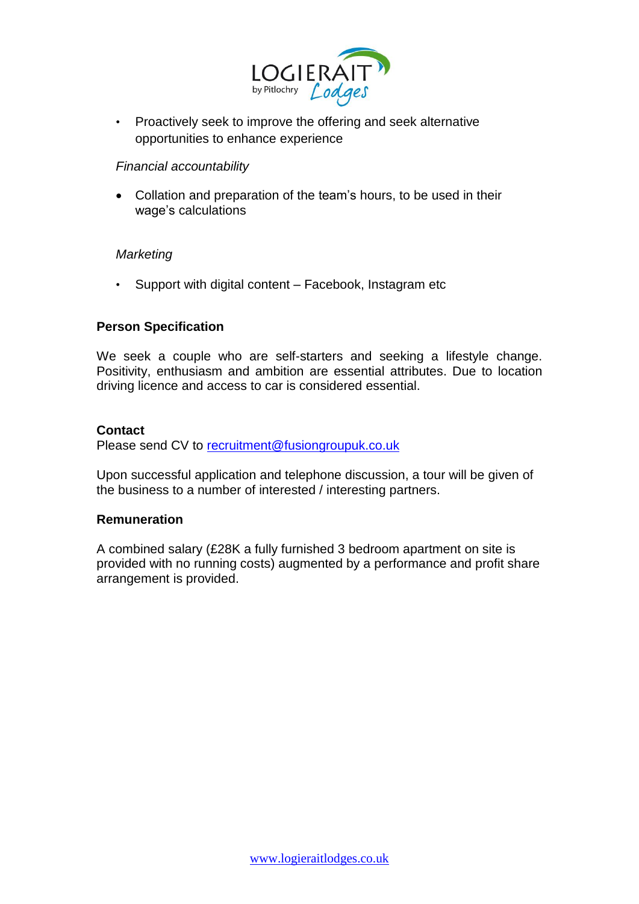- Proactively seek to improve the offering and seek alternative opportunities to enhance experience

*Financial accountability*

- Collation and preparation of the team's hours, to be used in their wage's calculations

*Marketing*

- Support with digital content – Facebook, Instagram etc

**Person Specification**

We seek a couple who are self-starters and seeking a lifestyle change. Positivity, enthusiasm and ambition are essential attributes. Due to location driving licence and access to car is considered essential.

**Contact**
Please send CV to recruitment@fusiongroupuk.co.uk

Upon successful application and telephone discussion, a tour will be given of the business to a number of interested / interesting partners.

**Remuneration**

A combined salary (£28K a fully furnished 3 bedroom apartment on site is provided with no running costs) augmented by a performance and profit share arrangement is provided.

www.logieraitlodges.co.uk